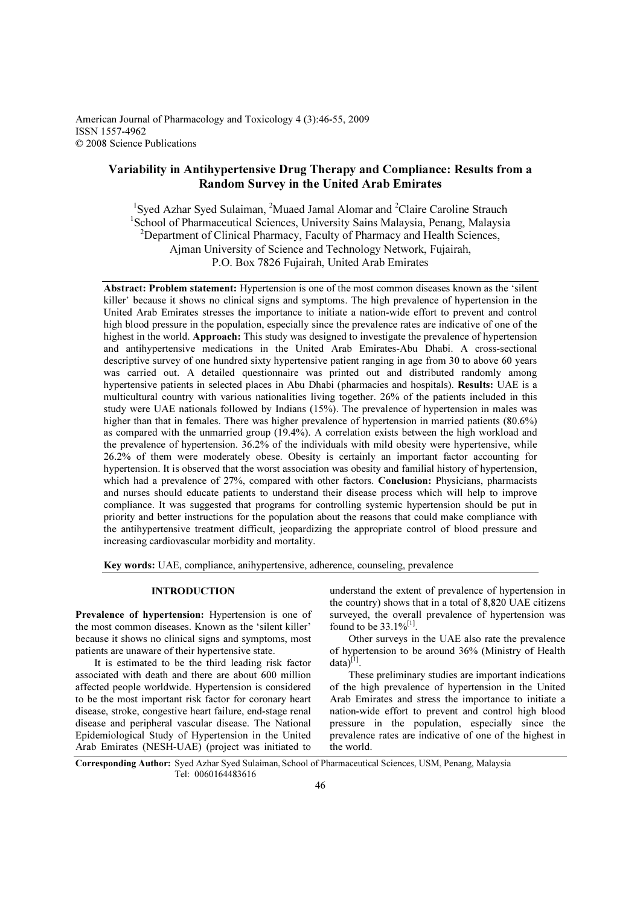American Journal of Pharmacology and Toxicology 4 (3):46-55, 2009
ISSN 1557-4962
© 2008 Science Publications

# Variability in Antihypertensive Drug Therapy and Compliance: Results from a Random Survey in the United Arab Emirates

[1]Syed Azhar Syed Sulaiman, [2]Muaed Jamal Alomar and [2]Claire Caroline Strauch
[1]School of Pharmaceutical Sciences, University Sains Malaysia, Penang, Malaysia
[2]Department of Clinical Pharmacy, Faculty of Pharmacy and Health Sciences, Ajman University of Science and Technology Network, Fujairah, P.O. Box 7826 Fujairah, United Arab Emirates

**Abstract: Problem statement:** Hypertension is one of the most common diseases known as the 'silent killer' because it shows no clinical signs and symptoms. The high prevalence of hypertension in the United Arab Emirates stresses the importance to initiate a nation-wide effort to prevent and control high blood pressure in the population, especially since the prevalence rates are indicative of one of the highest in the world. **Approach:** This study was designed to investigate the prevalence of hypertension and antihypertensive medications in the United Arab Emirates-Abu Dhabi. A cross-sectional descriptive survey of one hundred sixty hypertensive patient ranging in age from 30 to above 60 years was carried out. A detailed questionnaire was printed out and distributed randomly among hypertensive patients in selected places in Abu Dhabi (pharmacies and hospitals). **Results:** UAE is a multicultural country with various nationalities living together. 26% of the patients included in this study were UAE nationals followed by Indians (15%). The prevalence of hypertension in males was higher than that in females. There was higher prevalence of hypertension in married patients (80.6%) as compared with the unmarried group (19.4%). A correlation exists between the high workload and the prevalence of hypertension. 36.2% of the individuals with mild obesity were hypertensive, while 26.2% of them were moderately obese. Obesity is certainly an important factor accounting for hypertension. It is observed that the worst association was obesity and familial history of hypertension, which had a prevalence of 27%, compared with other factors. **Conclusion:** Physicians, pharmacists and nurses should educate patients to understand their disease process which will help to improve compliance. It was suggested that programs for controlling systemic hypertension should be put in priority and better instructions for the population about the reasons that could make compliance with the antihypertensive treatment difficult, jeopardizing the appropriate control of blood pressure and increasing cardiovascular morbidity and mortality.

**Key words:** UAE, compliance, anihypertensive, adherence, counseling, prevalence

## INTRODUCTION

**Prevalence of hypertension:** Hypertension is one of the most common diseases. Known as the 'silent killer' because it shows no clinical signs and symptoms, most patients are unaware of their hypertensive state.

It is estimated to be the third leading risk factor associated with death and there are about 600 million affected people worldwide. Hypertension is considered to be the most important risk factor for coronary heart disease, stroke, congestive heart failure, end-stage renal disease and peripheral vascular disease. The National Epidemiological Study of Hypertension in the United Arab Emirates (NESH-UAE) (project was initiated to understand the extent of prevalence of hypertension in the country) shows that in a total of 8,820 UAE citizens surveyed, the overall prevalence of hypertension was found to be 33.1%[1].

Other surveys in the UAE also rate the prevalence of hypertension to be around 36% (Ministry of Health data)[1].

These preliminary studies are important indications of the high prevalence of hypertension in the United Arab Emirates and stress the importance to initiate a nation-wide effort to prevent and control high blood pressure in the population, especially since the prevalence rates are indicative of one of the highest in the world.

**Corresponding Author:** Syed Azhar Syed Sulaiman, School of Pharmaceutical Sciences, USM, Penang, Malaysia Tel: 0060164483616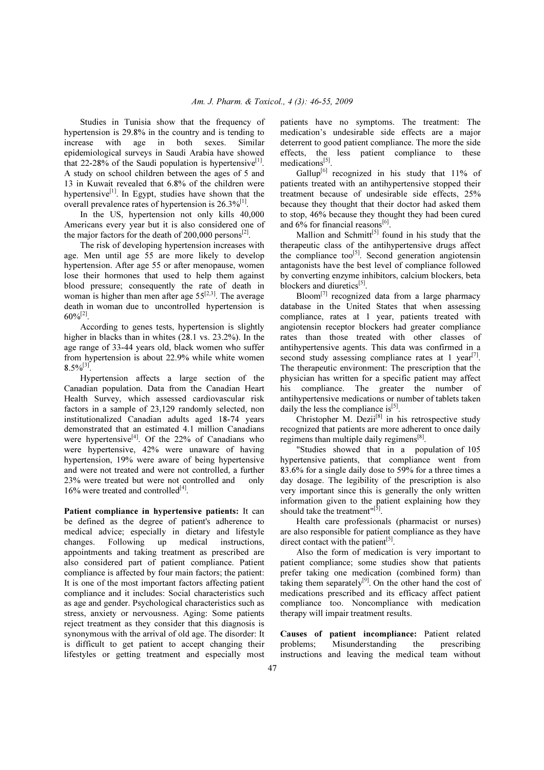Studies in Tunisia show that the frequency of hypertension is 29.8% in the country and is tending to increase with age in both sexes. Similar epidemiological surveys in Saudi Arabia have showed that 22-28% of the Saudi population is hypertensive[1]. A study on school children between the ages of 5 and 13 in Kuwait revealed that 6.8% of the children were hypertensive[1]. In Egypt, studies have shown that the overall prevalence rates of hypertension is 26.3%[1].

In the US, hypertension not only kills 40,000 Americans every year but it is also considered one of the major factors for the death of 200,000 persons[2].

The risk of developing hypertension increases with age. Men until age 55 are more likely to develop hypertension. After age 55 or after menopause, women lose their hormones that used to help them against blood pressure; consequently the rate of death in woman is higher than men after age 55[2,3]. The average death in woman due to uncontrolled hypertension is 60%[2].

According to genes tests, hypertension is slightly higher in blacks than in whites (28.1 vs. 23.2%). In the age range of 33-44 years old, black women who suffer from hypertension is about 22.9% while white women 8.5%[3].

Hypertension affects a large section of the Canadian population. Data from the Canadian Heart Health Survey, which assessed cardiovascular risk factors in a sample of 23,129 randomly selected, non institutionalized Canadian adults aged 18-74 years demonstrated that an estimated 4.1 million Canadians were hypertensive[4]. Of the 22% of Canadians who were hypertensive, 42% were unaware of having hypertension, 19% were aware of being hypertensive and were not treated and were not controlled, a further 23% were treated but were not controlled and only 16% were treated and controlled[4].

**Patient compliance in hypertensive patients:** It can be defined as the degree of patient's adherence to medical advice; especially in dietary and lifestyle changes. Following up medical instructions, appointments and taking treatment as prescribed are also considered part of patient compliance. Patient compliance is affected by four main factors; the patient: It is one of the most important factors affecting patient compliance and it includes: Social characteristics such as age and gender. Psychological characteristics such as stress, anxiety or nervousness. Aging: Some patients reject treatment as they consider that this diagnosis is synonymous with the arrival of old age. The disorder: It is difficult to get patient to accept changing their lifestyles or getting treatment and especially most patients have no symptoms. The treatment: The medication's undesirable side effects are a major deterrent to good patient compliance. The more the side effects, the less patient compliance to these medications[5].

Gallup[6] recognized in his study that 11% of patients treated with an antihypertensive stopped their treatment because of undesirable side effects, 25% because they thought that their doctor had asked them to stop, 46% because they thought they had been cured and 6% for financial reasons[6].

Mallion and Schmitt[5] found in his study that the therapeutic class of the antihypertensive drugs affect the compliance too[5]. Second generation angiotensin antagonists have the best level of compliance followed by converting enzyme inhibitors, calcium blockers, beta blockers and diuretics[5].

Bloom[7] recognized data from a large pharmacy database in the United States that when assessing compliance, rates at 1 year, patients treated with angiotensin receptor blockers had greater compliance rates than those treated with other classes of antihypertensive agents. This data was confirmed in a second study assessing compliance rates at 1 year[7]. The therapeutic environment: The prescription that the physician has written for a specific patient may affect his compliance. The greater the number of antihypertensive medications or number of tablets taken daily the less the compliance is[5].

Christopher M. Dezii[8] in his retrospective study recognized that patients are more adherent to once daily regimens than multiple daily regimens[8].

"Studies showed that in a population of 105 hypertensive patients, that compliance went from 83.6% for a single daily dose to 59% for a three times a day dosage. The legibility of the prescription is also very important since this is generally the only written information given to the patient explaining how they should take the treatment"[5].

Health care professionals (pharmacist or nurses) are also responsible for patient compliance as they have direct contact with the patient[5].

Also the form of medication is very important to patient compliance; some studies show that patients prefer taking one medication (combined form) than taking them separately[9]. On the other hand the cost of medications prescribed and its efficacy affect patient compliance too. Noncompliance with medication therapy will impair treatment results.

**Causes of patient incompliance:** Patient related problems; Misunderstanding the prescribing instructions and leaving the medical team without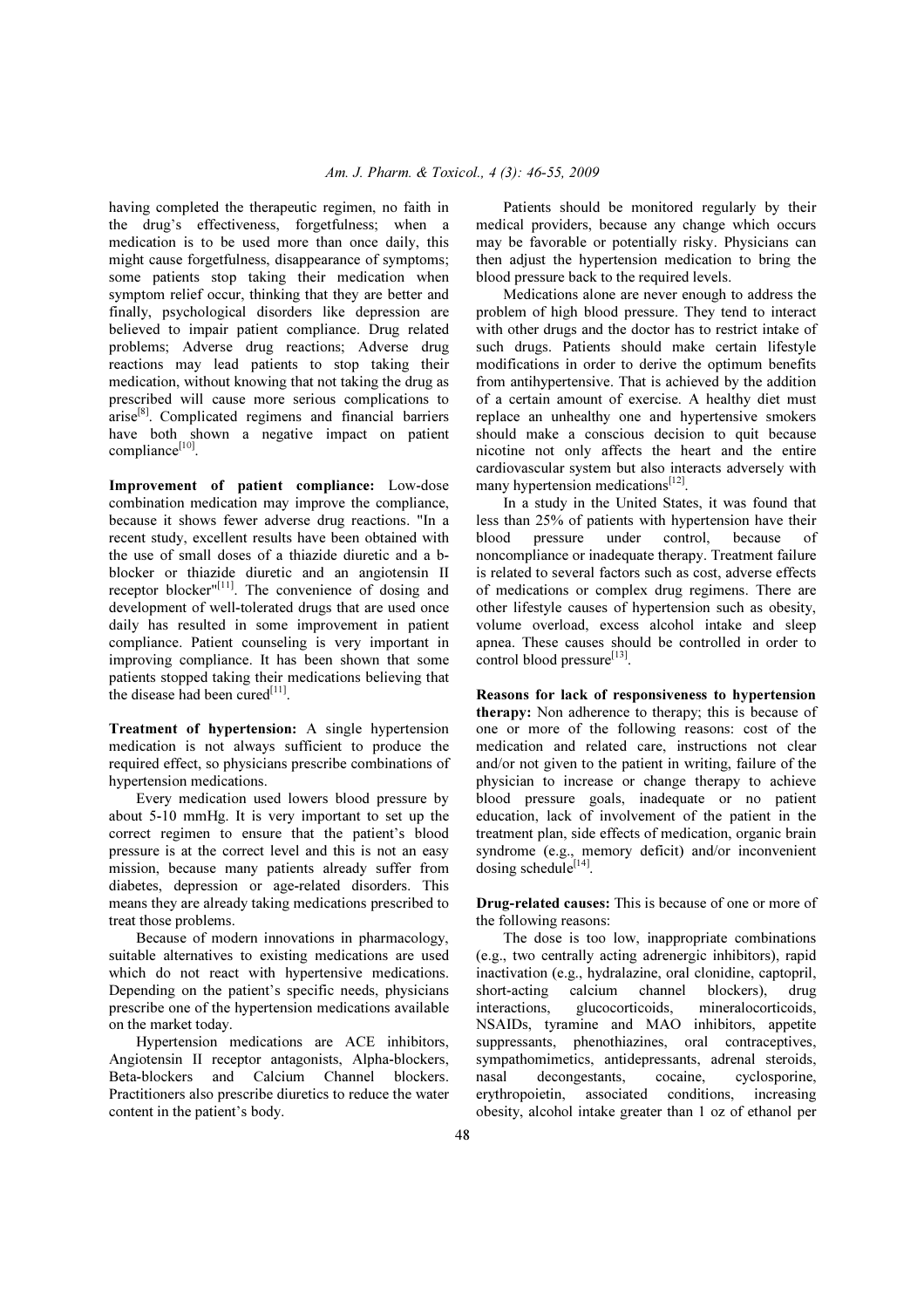having completed the therapeutic regimen, no faith in the drug's effectiveness, forgetfulness; when a medication is to be used more than once daily, this might cause forgetfulness, disappearance of symptoms; some patients stop taking their medication when symptom relief occur, thinking that they are better and finally, psychological disorders like depression are believed to impair patient compliance. Drug related problems; Adverse drug reactions; Adverse drug reactions may lead patients to stop taking their medication, without knowing that not taking the drug as prescribed will cause more serious complications to arise[8]. Complicated regimens and financial barriers have both shown a negative impact on patient compliance[10].

**Improvement of patient compliance:** Low-dose combination medication may improve the compliance, because it shows fewer adverse drug reactions. "In a recent study, excellent results have been obtained with the use of small doses of a thiazide diuretic and a b-blocker or thiazide diuretic and an angiotensin II receptor blocker"[11]. The convenience of dosing and development of well-tolerated drugs that are used once daily has resulted in some improvement in patient compliance. Patient counseling is very important in improving compliance. It has been shown that some patients stopped taking their medications believing that the disease had been cured[11].

**Treatment of hypertension:** A single hypertension medication is not always sufficient to produce the required effect, so physicians prescribe combinations of hypertension medications.

Every medication used lowers blood pressure by about 5-10 mmHg. It is very important to set up the correct regimen to ensure that the patient's blood pressure is at the correct level and this is not an easy mission, because many patients already suffer from diabetes, depression or age-related disorders. This means they are already taking medications prescribed to treat those problems.

Because of modern innovations in pharmacology, suitable alternatives to existing medications are used which do not react with hypertensive medications. Depending on the patient's specific needs, physicians prescribe one of the hypertension medications available on the market today.

Hypertension medications are ACE inhibitors, Angiotensin II receptor antagonists, Alpha-blockers, Beta-blockers and Calcium Channel blockers. Practitioners also prescribe diuretics to reduce the water content in the patient's body.

Patients should be monitored regularly by their medical providers, because any change which occurs may be favorable or potentially risky. Physicians can then adjust the hypertension medication to bring the blood pressure back to the required levels.

Medications alone are never enough to address the problem of high blood pressure. They tend to interact with other drugs and the doctor has to restrict intake of such drugs. Patients should make certain lifestyle modifications in order to derive the optimum benefits from antihypertensive. That is achieved by the addition of a certain amount of exercise. A healthy diet must replace an unhealthy one and hypertensive smokers should make a conscious decision to quit because nicotine not only affects the heart and the entire cardiovascular system but also interacts adversely with many hypertension medications[12].

In a study in the United States, it was found that less than 25% of patients with hypertension have their blood pressure under control, because of noncompliance or inadequate therapy. Treatment failure is related to several factors such as cost, adverse effects of medications or complex drug regimens. There are other lifestyle causes of hypertension such as obesity, volume overload, excess alcohol intake and sleep apnea. These causes should be controlled in order to control blood pressure[13].

**Reasons for lack of responsiveness to hypertension therapy:** Non adherence to therapy; this is because of one or more of the following reasons: cost of the medication and related care, instructions not clear and/or not given to the patient in writing, failure of the physician to increase or change therapy to achieve blood pressure goals, inadequate or no patient education, lack of involvement of the patient in the treatment plan, side effects of medication, organic brain syndrome (e.g., memory deficit) and/or inconvenient dosing schedule[14].

**Drug-related causes:** This is because of one or more of the following reasons:

The dose is too low, inappropriate combinations (e.g., two centrally acting adrenergic inhibitors), rapid inactivation (e.g., hydralazine, oral clonidine, captopril, short-acting calcium channel blockers), drug interactions, glucocorticoids, mineralocorticoids, NSAIDs, tyramine and MAO inhibitors, appetite suppressants, phenothiazines, oral contraceptives, sympathomimetics, antidepressants, adrenal steroids, nasal decongestants, cocaine, cyclosporine, erythropoietin, associated conditions, increasing obesity, alcohol intake greater than 1 oz of ethanol per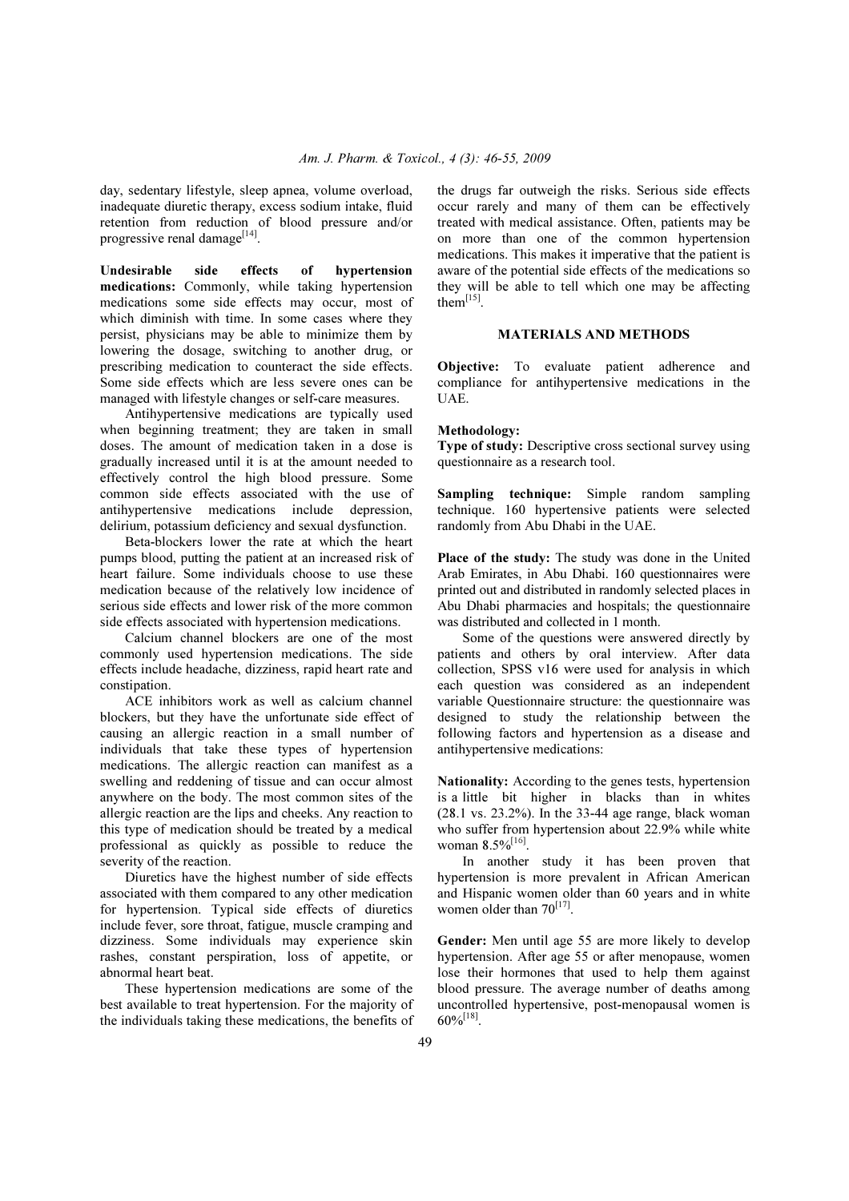day, sedentary lifestyle, sleep apnea, volume overload, inadequate diuretic therapy, excess sodium intake, fluid retention from reduction of blood pressure and/or progressive renal damage[14].

**Undesirable side effects of hypertension medications:** Commonly, while taking hypertension medications some side effects may occur, most of which diminish with time. In some cases where they persist, physicians may be able to minimize them by lowering the dosage, switching to another drug, or prescribing medication to counteract the side effects. Some side effects which are less severe ones can be managed with lifestyle changes or self-care measures.

Antihypertensive medications are typically used when beginning treatment; they are taken in small doses. The amount of medication taken in a dose is gradually increased until it is at the amount needed to effectively control the high blood pressure. Some common side effects associated with the use of antihypertensive medications include depression, delirium, potassium deficiency and sexual dysfunction.

Beta-blockers lower the rate at which the heart pumps blood, putting the patient at an increased risk of heart failure. Some individuals choose to use these medication because of the relatively low incidence of serious side effects and lower risk of the more common side effects associated with hypertension medications.

Calcium channel blockers are one of the most commonly used hypertension medications. The side effects include headache, dizziness, rapid heart rate and constipation.

ACE inhibitors work as well as calcium channel blockers, but they have the unfortunate side effect of causing an allergic reaction in a small number of individuals that take these types of hypertension medications. The allergic reaction can manifest as a swelling and reddening of tissue and can occur almost anywhere on the body. The most common sites of the allergic reaction are the lips and cheeks. Any reaction to this type of medication should be treated by a medical professional as quickly as possible to reduce the severity of the reaction.

Diuretics have the highest number of side effects associated with them compared to any other medication for hypertension. Typical side effects of diuretics include fever, sore throat, fatigue, muscle cramping and dizziness. Some individuals may experience skin rashes, constant perspiration, loss of appetite, or abnormal heart beat.

These hypertension medications are some of the best available to treat hypertension. For the majority of the individuals taking these medications, the benefits of the drugs far outweigh the risks. Serious side effects occur rarely and many of them can be effectively treated with medical assistance. Often, patients may be on more than one of the common hypertension medications. This makes it imperative that the patient is aware of the potential side effects of the medications so they will be able to tell which one may be affecting them[15].

## MATERIALS AND METHODS

**Objective:** To evaluate patient adherence and compliance for antihypertensive medications in the UAE.

**Methodology:**

**Type of study:** Descriptive cross sectional survey using questionnaire as a research tool.

**Sampling technique:** Simple random sampling technique. 160 hypertensive patients were selected randomly from Abu Dhabi in the UAE.

**Place of the study:** The study was done in the United Arab Emirates, in Abu Dhabi. 160 questionnaires were printed out and distributed in randomly selected places in Abu Dhabi pharmacies and hospitals; the questionnaire was distributed and collected in 1 month.

Some of the questions were answered directly by patients and others by oral interview. After data collection, SPSS v16 were used for analysis in which each question was considered as an independent variable Questionnaire structure: the questionnaire was designed to study the relationship between the following factors and hypertension as a disease and antihypertensive medications:

**Nationality:** According to the genes tests, hypertension is a little bit higher in blacks than in whites (28.1 vs. 23.2%). In the 33-44 age range, black woman who suffer from hypertension about 22.9% while white woman 8.5%[16].

In another study it has been proven that hypertension is more prevalent in African American and Hispanic women older than 60 years and in white women older than 70[17].

**Gender:** Men until age 55 are more likely to develop hypertension. After age 55 or after menopause, women lose their hormones that used to help them against blood pressure. The average number of deaths among uncontrolled hypertensive, post-menopausal women is 60%[18].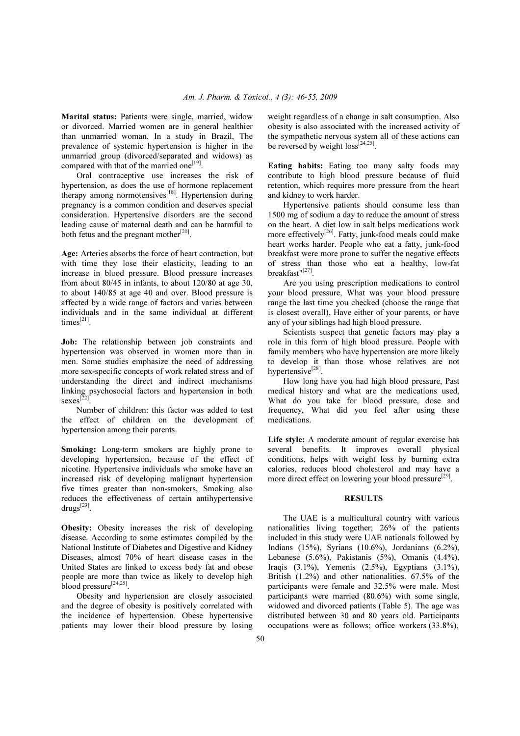**Marital status:** Patients were single, married, widow or divorced. Married women are in general healthier than unmarried woman. In a study in Brazil, The prevalence of systemic hypertension is higher in the unmarried group (divorced/separated and widows) as compared with that of the married one[19].

Oral contraceptive use increases the risk of hypertension, as does the use of hormone replacement therapy among normotensives[18]. Hypertension during pregnancy is a common condition and deserves special consideration. Hypertensive disorders are the second leading cause of maternal death and can be harmful to both fetus and the pregnant mother[20].

**Age:** Arteries absorbs the force of heart contraction, but with time they lose their elasticity, leading to an increase in blood pressure. Blood pressure increases from about 80/45 in infants, to about 120/80 at age 30, to about 140/85 at age 40 and over. Blood pressure is affected by a wide range of factors and varies between individuals and in the same individual at different times[21].

**Job:** The relationship between job constraints and hypertension was observed in women more than in men. Some studies emphasize the need of addressing more sex-specific concepts of work related stress and of understanding the direct and indirect mechanisms linking psychosocial factors and hypertension in both sexes[22].

Number of children: this factor was added to test the effect of children on the development of hypertension among their parents.

**Smoking:** Long-term smokers are highly prone to developing hypertension, because of the effect of nicotine. Hypertensive individuals who smoke have an increased risk of developing malignant hypertension five times greater than non-smokers, Smoking also reduces the effectiveness of certain antihypertensive drugs[23].

**Obesity:** Obesity increases the risk of developing disease. According to some estimates compiled by the National Institute of Diabetes and Digestive and Kidney Diseases, almost 70% of heart disease cases in the United States are linked to excess body fat and obese people are more than twice as likely to develop high blood pressure[24,25].

Obesity and hypertension are closely associated and the degree of obesity is positively correlated with the incidence of hypertension. Obese hypertensive patients may lower their blood pressure by losing weight regardless of a change in salt consumption. Also obesity is also associated with the increased activity of the sympathetic nervous system all of these actions can be reversed by weight loss[24,25].

**Eating habits:** Eating too many salty foods may contribute to high blood pressure because of fluid retention, which requires more pressure from the heart and kidney to work harder.

Hypertensive patients should consume less than 1500 mg of sodium a day to reduce the amount of stress on the heart. A diet low in salt helps medications work more effectively[26]. Fatty, junk-food meals could make heart works harder. People who eat a fatty, junk-food breakfast were more prone to suffer the negative effects of stress than those who eat a healthy, low-fat breakfast"[27].

Are you using prescription medications to control your blood pressure, What was your blood pressure range the last time you checked (choose the range that is closest overall), Have either of your parents, or have any of your siblings had high blood pressure.

Scientists suspect that genetic factors may play a role in this form of high blood pressure. People with family members who have hypertension are more likely to develop it than those whose relatives are not hypertensive[28].

How long have you had high blood pressure, Past medical history and what are the medications used, What do you take for blood pressure, dose and frequency, What did you feel after using these medications.

**Life style:** A moderate amount of regular exercise has several benefits. It improves overall physical conditions, helps with weight loss by burning extra calories, reduces blood cholesterol and may have a more direct effect on lowering your blood pressure[29].

## RESULTS

The UAE is a multicultural country with various nationalities living together; 26% of the patients included in this study were UAE nationals followed by Indians (15%), Syrians (10.6%), Jordanians (6.2%), Lebanese (5.6%), Pakistanis (5%), Omanis (4.4%), Iraqis (3.1%), Yemenis (2.5%), Egyptians (3.1%), British (1.2%) and other nationalities. 67.5% of the participants were female and 32.5% were male. Most participants were married (80.6%) with some single, widowed and divorced patients (Table 5). The age was distributed between 30 and 80 years old. Participants occupations were as follows; office workers (33.8%),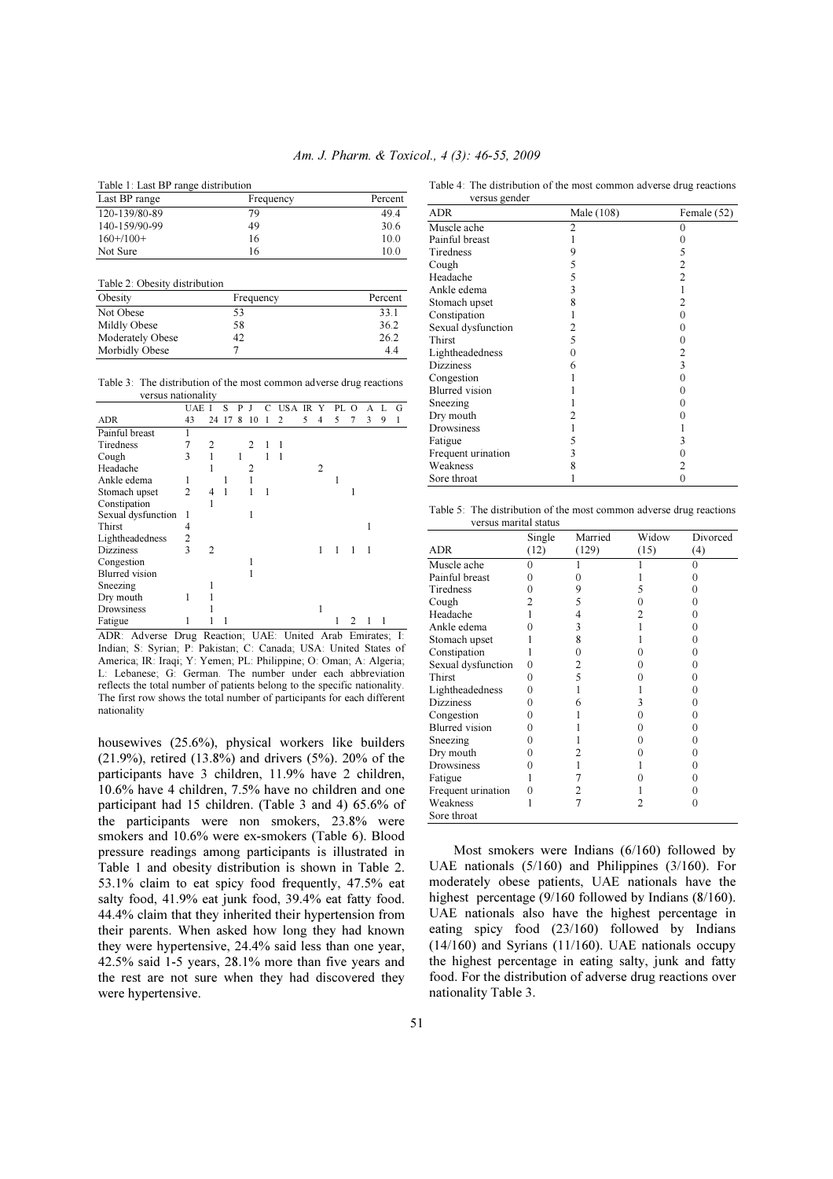Table 1: Last BP range distribution

| Last BP range | Frequency | Percent |
|---|---|---|
| 120-139/80-89 | 79 | 49.4 |
| 140-159/90-99 | 49 | 30.6 |
| 160+/100+ | 16 | 10.0 |
| Not Sure | 16 | 10.0 |

Table 2: Obesity distribution

| Obesity | Frequency | Percent |
|---|---|---|
| Not Obese | 53 | 33.1 |
| Mildly Obese | 58 | 36.2 |
| Moderately Obese | 42 | 26.2 |
| Morbidly Obese | 7 | 4.4 |

Table 3: The distribution of the most common adverse drug reactions versus nationality

| | UAE | I | S | P | J | C | USA | IR | Y | PL | O | A | L | G |
|---|---|---|---|---|---|---|---|---|---|---|---|---|---|---|
| ADR | 43 | 24 | 17 | 8 | 10 | 1 | 2 | 5 | 4 | 5 | 7 | 3 | 9 | 1 |
| Painful breast | 1 | | | | | | | | | | | | | |
| Tiredness | 7 | 2 | | | 2 | 1 | 1 | | | | | | | |
| Cough | 3 | 1 | | 1 | | 1 | 1 | | | | | | | |
| Headache | | 1 | | | 2 | | | | 2 | | | | | |
| Ankle edema | 1 | | 1 | | 1 | | | | | 1 | | | | |
| Stomach upset | 2 | 4 | 1 | | 1 | 1 | | | | | 1 | | | |
| Constipation | | 1 | | | | | | | | | | | | |
| Sexual dysfunction | 1 | | | | 1 | | | | | | | | | |
| Thirst | 4 | | | | | | | | | | | 1 | | |
| Lightheadedness | 2 | | | | | | | | | | | | | |
| Dizziness | 3 | 2 | | | | | | | 1 | 1 | 1 | 1 | | |
| Congestion | | | | | 1 | | | | | | | | | |
| Blurred vision | | | | | 1 | | | | | | | | | |
| Sneezing | | 1 | | | | | | | | | | | | |
| Dry mouth | 1 | 1 | | | | | | | | | | | | |
| Drowsiness | | 1 | | | | | | | 1 | | | | | |
| Fatigue | 1 | 1 | 1 | | | | | | | 1 | 2 | 1 | 1 | |

ADR: Adverse Drug Reaction; UAE: United Arab Emirates; I: Indian; S: Syrian; P: Pakistan; C: Canada; USA: United States of America; IR: Iraqi; Y: Yemen; PL: Philippine; O: Oman; A: Algeria; L: Lebanese; G: German. The number under each abbreviation reflects the total number of patients belong to the specific nationality. The first row shows the total number of participants for each different nationality

housewives (25.6%), physical workers like builders (21.9%), retired (13.8%) and drivers (5%). 20% of the participants have 3 children, 11.9% have 2 children, 10.6% have 4 children, 7.5% have no children and one participant had 15 children. (Table 3 and 4) 65.6% of the participants were non smokers, 23.8% were smokers and 10.6% were ex-smokers (Table 6). Blood pressure readings among participants is illustrated in Table 1 and obesity distribution is shown in Table 2. 53.1% claim to eat spicy food frequently, 47.5% eat salty food, 41.9% eat junk food, 39.4% eat fatty food. 44.4% claim that they inherited their hypertension from their parents. When asked how long they had known they were hypertensive, 24.4% said less than one year, 42.5% said 1-5 years, 28.1% more than five years and the rest are not sure when they had discovered they were hypertensive.

Table 4: The distribution of the most common adverse drug reactions versus gender

| ADR | Male (108) | Female (52) |
|---|---|---|
| Muscle ache | 2 | 0 |
| Painful breast | 1 | 0 |
| Tiredness | 9 | 5 |
| Cough | 5 | 2 |
| Headache | 5 | 2 |
| Ankle edema | 3 | 1 |
| Stomach upset | 8 | 2 |
| Constipation | 1 | 0 |
| Sexual dysfunction | 2 | 0 |
| Thirst | 5 | 0 |
| Lightheadedness | 0 | 2 |
| Dizziness | 6 | 3 |
| Congestion | 1 | 0 |
| Blurred vision | 1 | 0 |
| Sneezing | 1 | 0 |
| Dry mouth | 2 | 0 |
| Drowsiness | 1 | 1 |
| Fatigue | 5 | 3 |
| Frequent urination | 3 | 0 |
| Weakness | 8 | 2 |
| Sore throat | 1 | 0 |

Table 5: The distribution of the most common adverse drug reactions versus marital status

| ADR | Single (12) | Married (129) | Widow (15) | Divorced (4) |
|---|---|---|---|---|
| Muscle ache | 0 | 1 | 1 | 0 |
| Painful breast | 0 | 0 | 1 | 0 |
| Tiredness | 0 | 9 | 5 | 0 |
| Cough | 2 | 5 | 0 | 0 |
| Headache | 1 | 4 | 2 | 0 |
| Ankle edema | 0 | 3 | 1 | 0 |
| Stomach upset | 1 | 8 | 1 | 0 |
| Constipation | 1 | 0 | 0 | 0 |
| Sexual dysfunction | 0 | 2 | 0 | 0 |
| Thirst | 0 | 5 | 0 | 0 |
| Lightheadedness | 0 | 1 | 1 | 0 |
| Dizziness | 0 | 6 | 3 | 0 |
| Congestion | 0 | 1 | 0 | 0 |
| Blurred vision | 0 | 1 | 0 | 0 |
| Sneezing | 0 | 1 | 0 | 0 |
| Dry mouth | 0 | 2 | 0 | 0 |
| Drowsiness | 0 | 1 | 1 | 0 |
| Fatigue | 1 | 7 | 0 | 0 |
| Frequent urination | 0 | 2 | 1 | 0 |
| Weakness | 1 | 7 | 2 | 0 |
| Sore throat | | | | |

Most smokers were Indians (6/160) followed by UAE nationals (5/160) and Philippines (3/160). For moderately obese patients, UAE nationals have the highest percentage (9/160 followed by Indians (8/160). UAE nationals also have the highest percentage in eating spicy food (23/160) followed by Indians (14/160) and Syrians (11/160). UAE nationals occupy the highest percentage in eating salty, junk and fatty food. For the distribution of adverse drug reactions over nationality Table 3.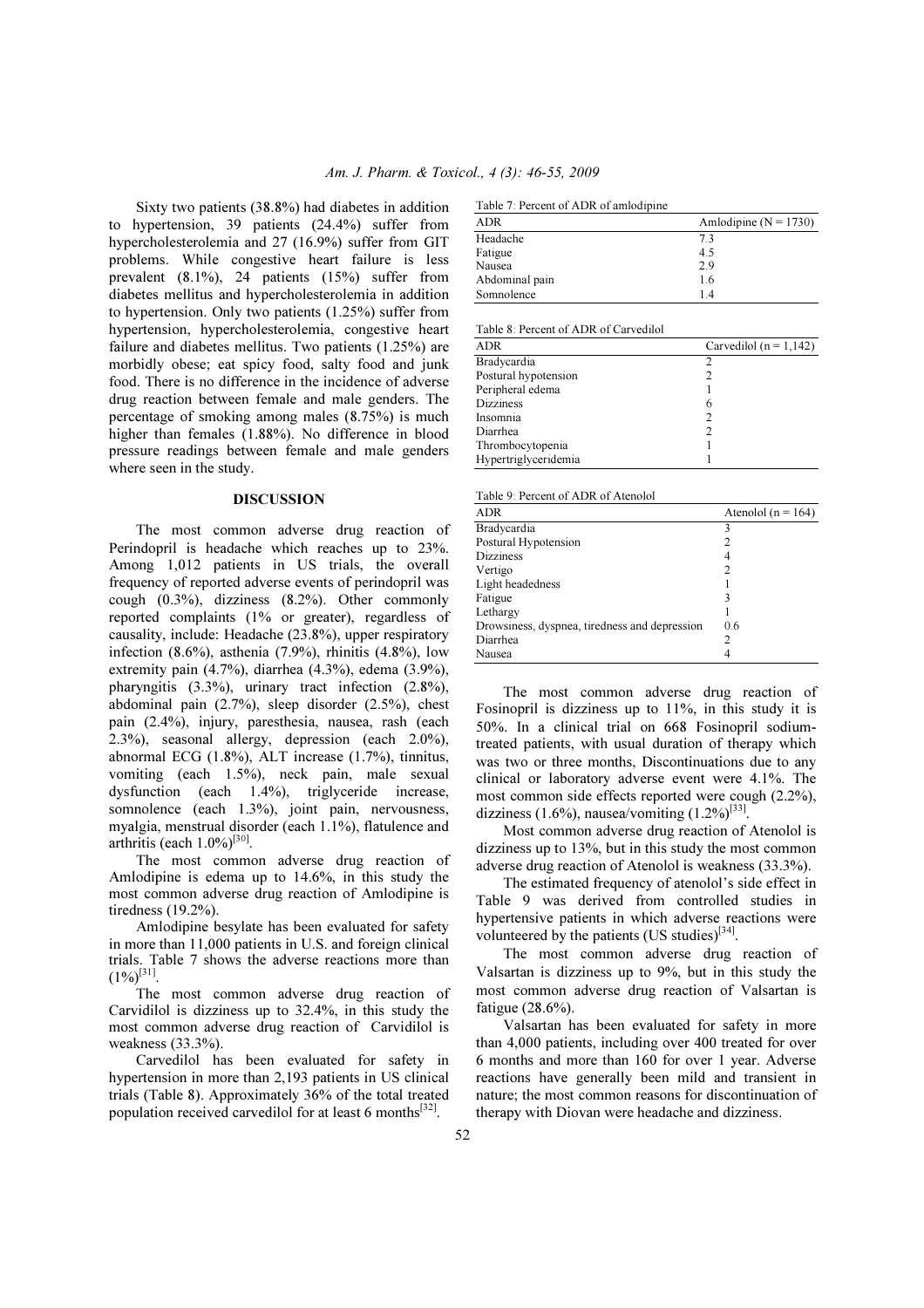Sixty two patients (38.8%) had diabetes in addition to hypertension, 39 patients (24.4%) suffer from hypercholesterolemia and 27 (16.9%) suffer from GIT problems. While congestive heart failure is less prevalent (8.1%), 24 patients (15%) suffer from diabetes mellitus and hypercholesterolemia in addition to hypertension. Only two patients (1.25%) suffer from hypertension, hypercholesterolemia, congestive heart failure and diabetes mellitus. Two patients (1.25%) are morbidly obese; eat spicy food, salty food and junk food. There is no difference in the incidence of adverse drug reaction between female and male genders. The percentage of smoking among males (8.75%) is much higher than females (1.88%). No difference in blood pressure readings between female and male genders where seen in the study.

## DISCUSSION

The most common adverse drug reaction of Perindopril is headache which reaches up to 23%. Among 1,012 patients in US trials, the overall frequency of reported adverse events of perindopril was cough (0.3%), dizziness (8.2%). Other commonly reported complaints (1% or greater), regardless of causality, include: Headache (23.8%), upper respiratory infection (8.6%), asthenia (7.9%), rhinitis (4.8%), low extremity pain (4.7%), diarrhea (4.3%), edema (3.9%), pharyngitis (3.3%), urinary tract infection (2.8%), abdominal pain (2.7%), sleep disorder (2.5%), chest pain (2.4%), injury, paresthesia, nausea, rash (each 2.3%), seasonal allergy, depression (each 2.0%), abnormal ECG (1.8%), ALT increase (1.7%), tinnitus, vomiting (each 1.5%), neck pain, male sexual dysfunction (each 1.4%), triglyceride increase, somnolence (each 1.3%), joint pain, nervousness, myalgia, menstrual disorder (each 1.1%), flatulence and arthritis (each 1.0%)[30].

The most common adverse drug reaction of Amlodipine is edema up to 14.6%, in this study the most common adverse drug reaction of Amlodipine is tiredness (19.2%).

Amlodipine besylate has been evaluated for safety in more than 11,000 patients in U.S. and foreign clinical trials. Table 7 shows the adverse reactions more than (1%)[31].

The most common adverse drug reaction of Carvidilol is dizziness up to 32.4%, in this study the most common adverse drug reaction of Carvidilol is weakness (33.3%).

Carvedilol has been evaluated for safety in hypertension in more than 2,193 patients in US clinical trials (Table 8). Approximately 36% of the total treated population received carvedilol for at least 6 months[32].

Table 7: Percent of ADR of amlodipine

| ADR | Amlodipine (N = 1730) |
|---|---|
| Headache | 7.3 |
| Fatigue | 4.5 |
| Nausea | 2.9 |
| Abdominal pain | 1.6 |
| Somnolence | 1.4 |

Table 8: Percent of ADR of Carvedilol

| ADR | Carvedilol (n = 1,142) |
|---|---|
| Bradycardia | 2 |
| Postural hypotension | 2 |
| Peripheral edema | 1 |
| Dizziness | 6 |
| Insomnia | 2 |
| Diarrhea | 2 |
| Thrombocytopenia | 1 |
| Hypertriglyceridemia | 1 |

Table 9: Percent of ADR of Atenolol

| ADR | Atenolol (n = 164) |
|---|---|
| Bradycardia | 3 |
| Postural Hypotension | 2 |
| Dizziness | 4 |
| Vertigo | 2 |
| Light headedness | 1 |
| Fatigue | 3 |
| Lethargy | 1 |
| Drowsiness, dyspnea, tiredness and depression | 0.6 |
| Diarrhea | 2 |
| Nausea | 4 |

The most common adverse drug reaction of Fosinopril is dizziness up to 11%, in this study it is 50%. In a clinical trial on 668 Fosinopril sodium-treated patients, with usual duration of therapy which was two or three months, Discontinuations due to any clinical or laboratory adverse event were 4.1%. The most common side effects reported were cough (2.2%), dizziness (1.6%), nausea/vomiting (1.2%)[33].

Most common adverse drug reaction of Atenolol is dizziness up to 13%, but in this study the most common adverse drug reaction of Atenolol is weakness (33.3%).

The estimated frequency of atenolol's side effect in Table 9 was derived from controlled studies in hypertensive patients in which adverse reactions were volunteered by the patients (US studies)[34].

The most common adverse drug reaction of Valsartan is dizziness up to 9%, but in this study the most common adverse drug reaction of Valsartan is fatigue (28.6%).

Valsartan has been evaluated for safety in more than 4,000 patients, including over 400 treated for over 6 months and more than 160 for over 1 year. Adverse reactions have generally been mild and transient in nature; the most common reasons for discontinuation of therapy with Diovan were headache and dizziness.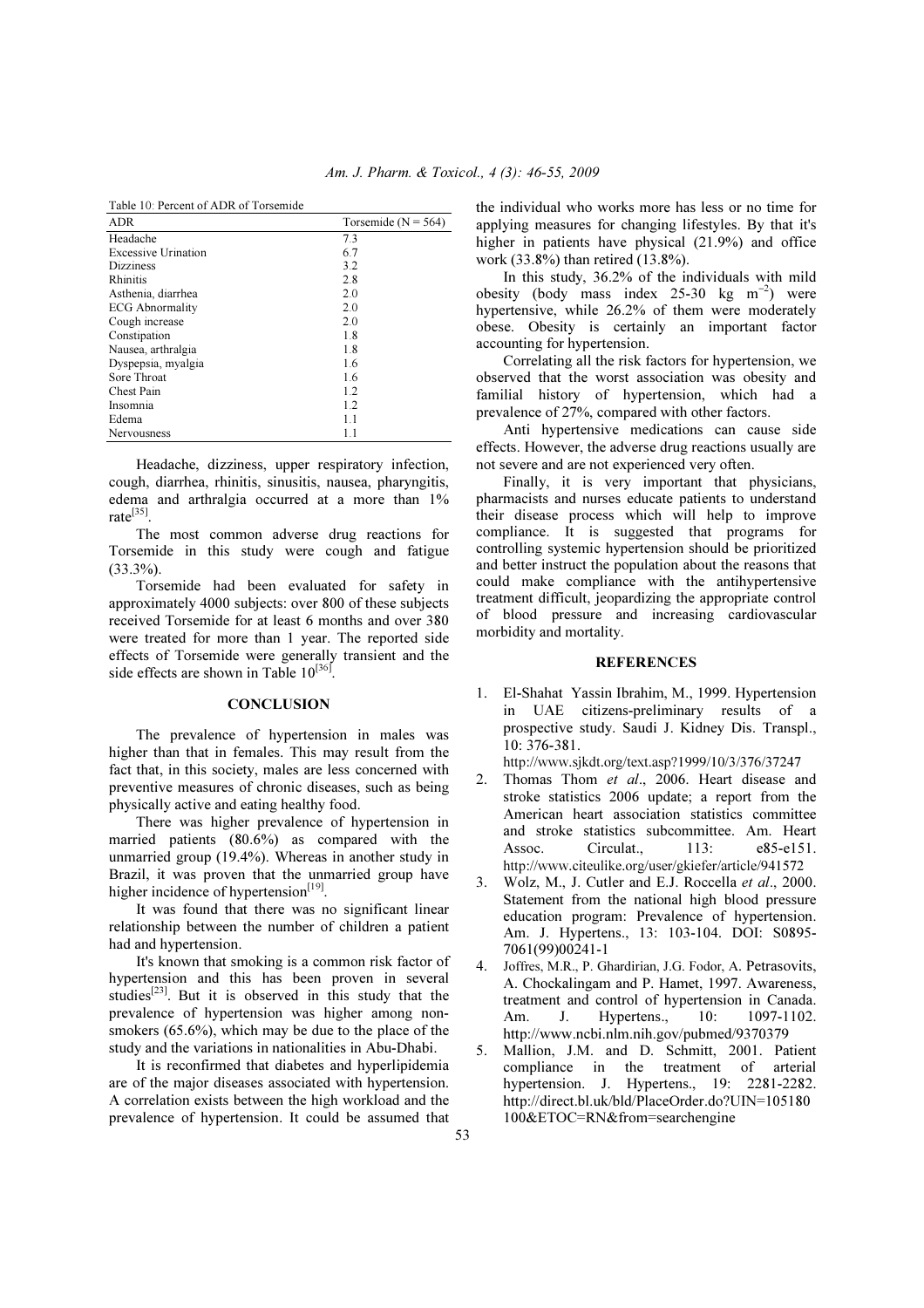Table 10: Percent of ADR of Torsemide

| ADR | Torsemide (N = 564) |
|---|---|
| Headache | 7.3 |
| Excessive Urination | 6.7 |
| Dizziness | 3.2 |
| Rhinitis | 2.8 |
| Asthenia, diarrhea | 2.0 |
| ECG Abnormality | 2.0 |
| Cough increase | 2.0 |
| Constipation | 1.8 |
| Nausea, arthralgia | 1.8 |
| Dyspepsia, myalgia | 1.6 |
| Sore Throat | 1.6 |
| Chest Pain | 1.2 |
| Insomnia | 1.2 |
| Edema | 1.1 |
| Nervousness | 1.1 |

Headache, dizziness, upper respiratory infection, cough, diarrhea, rhinitis, sinusitis, nausea, pharyngitis, edema and arthralgia occurred at a more than 1% rate[35].

The most common adverse drug reactions for Torsemide in this study were cough and fatigue (33.3%).

Torsemide had been evaluated for safety in approximately 4000 subjects: over 800 of these subjects received Torsemide for at least 6 months and over 380 were treated for more than 1 year. The reported side effects of Torsemide were generally transient and the side effects are shown in Table 10[36].

## CONCLUSION

The prevalence of hypertension in males was higher than that in females. This may result from the fact that, in this society, males are less concerned with preventive measures of chronic diseases, such as being physically active and eating healthy food.

There was higher prevalence of hypertension in married patients (80.6%) as compared with the unmarried group (19.4%). Whereas in another study in Brazil, it was proven that the unmarried group have higher incidence of hypertension[19].

It was found that there was no significant linear relationship between the number of children a patient had and hypertension.

It's known that smoking is a common risk factor of hypertension and this has been proven in several studies[23]. But it is observed in this study that the prevalence of hypertension was higher among non-smokers (65.6%), which may be due to the place of the study and the variations in nationalities in Abu-Dhabi.

It is reconfirmed that diabetes and hyperlipidemia are of the major diseases associated with hypertension. A correlation exists between the high workload and the prevalence of hypertension. It could be assumed that the individual who works more has less or no time for applying measures for changing lifestyles. By that it's higher in patients have physical (21.9%) and office work (33.8%) than retired (13.8%).

In this study, 36.2% of the individuals with mild obesity (body mass index 25-30 kg $m^{-2}$) were hypertensive, while 26.2% of them were moderately obese. Obesity is certainly an important factor accounting for hypertension.

Correlating all the risk factors for hypertension, we observed that the worst association was obesity and familial history of hypertension, which had a prevalence of 27%, compared with other factors.

Anti hypertensive medications can cause side effects. However, the adverse drug reactions usually are not severe and are not experienced very often.

Finally, it is very important that physicians, pharmacists and nurses educate patients to understand their disease process which will help to improve compliance. It is suggested that programs for controlling systemic hypertension should be prioritized and better instruct the population about the reasons that could make compliance with the antihypertensive treatment difficult, jeopardizing the appropriate control of blood pressure and increasing cardiovascular morbidity and mortality.

## REFERENCES

1. El-Shahat Yassin Ibrahim, M., 1999. Hypertension in UAE citizens-preliminary results of a prospective study. Saudi J. Kidney Dis. Transpl., 10: 376-381. http://www.sjkdt.org/text.asp?1999/10/3/376/37247
2. Thomas Thom *et al*., 2006. Heart disease and stroke statistics 2006 update; a report from the American heart association statistics committee and stroke statistics subcommittee. Am. Heart Assoc. Circulat., 113: e85-e151. http://www.citeulike.org/user/gkiefer/article/941572
3. Wolz, M., J. Cutler and E.J. Roccella *et al*., 2000. Statement from the national high blood pressure education program: Prevalence of hypertension. Am. J. Hypertens., 13: 103-104. DOI: S0895-7061(99)00241-1
4. Joffres, M.R., P. Ghardirian, J.G. Fodor, A. Petrasovits, A. Chockalingam and P. Hamet, 1997. Awareness, treatment and control of hypertension in Canada. Am. J. Hypertens., 10: 1097-1102. http://www.ncbi.nlm.nih.gov/pubmed/9370379
5. Mallion, J.M. and D. Schmitt, 2001. Patient compliance in the treatment of arterial hypertension. J. Hypertens., 19: 2281-2282. http://direct.bl.uk/bld/PlaceOrder.do?UIN=105180100&ETOC=RN&from=searchengine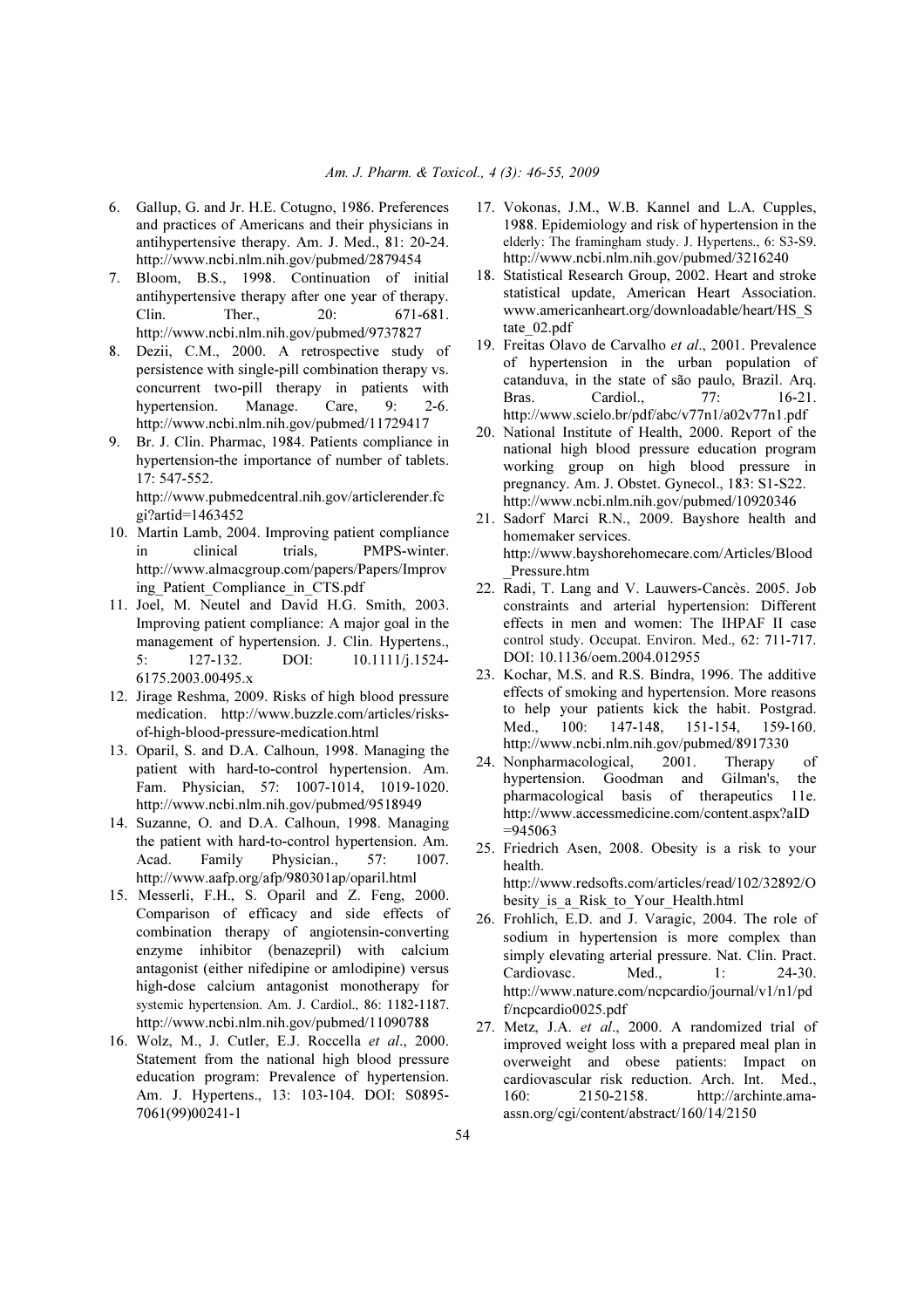6. Gallup, G. and Jr. H.E. Cotugno, 1986. Preferences and practices of Americans and their physicians in antihypertensive therapy. Am. J. Med., 81: 20-24. http://www.ncbi.nlm.nih.gov/pubmed/2879454
7. Bloom, B.S., 1998. Continuation of initial antihypertensive therapy after one year of therapy. Clin. Ther., 20: 671-681. http://www.ncbi.nlm.nih.gov/pubmed/9737827
8. Dezii, C.M., 2000. A retrospective study of persistence with single-pill combination therapy vs. concurrent two-pill therapy in patients with hypertension. Manage. Care, 9: 2-6. http://www.ncbi.nlm.nih.gov/pubmed/11729417
9. Br. J. Clin. Pharmac, 1984. Patients compliance in hypertension-the importance of number of tablets. 17: 547-552. http://www.pubmedcentral.nih.gov/articlerender.fcgi?artid=1463452
10. Martin Lamb, 2004. Improving patient compliance in clinical trials, PMPS-winter. http://www.almacgroup.com/papers/Papers/Improving_Patient_Compliance_in_CTS.pdf
11. Joel, M. Neutel and David H.G. Smith, 2003. Improving patient compliance: A major goal in the management of hypertension. J. Clin. Hypertens., 5: 127-132. DOI: 10.1111/j.1524-6175.2003.00495.x
12. Jirage Reshma, 2009. Risks of high blood pressure medication. http://www.buzzle.com/articles/risks-of-high-blood-pressure-medication.html
13. Oparil, S. and D.A. Calhoun, 1998. Managing the patient with hard-to-control hypertension. Am. Fam. Physician, 57: 1007-1014, 1019-1020. http://www.ncbi.nlm.nih.gov/pubmed/9518949
14. Suzanne, O. and D.A. Calhoun, 1998. Managing the patient with hard-to-control hypertension. Am. Acad. Family Physician., 57: 1007. http://www.aafp.org/afp/980301ap/oparil.html
15. Messerli, F.H., S. Oparil and Z. Feng, 2000. Comparison of efficacy and side effects of combination therapy of angiotensin-converting enzyme inhibitor (benazepril) with calcium antagonist (either nifedipine or amlodipine) versus high-dose calcium antagonist monotherapy for systemic hypertension. Am. J. Cardiol., 86: 1182-1187. http://www.ncbi.nlm.nih.gov/pubmed/11090788
16. Wolz, M., J. Cutler, E.J. Roccella *et al*., 2000. Statement from the national high blood pressure education program: Prevalence of hypertension. Am. J. Hypertens., 13: 103-104. DOI: S0895-7061(99)00241-1
17. Vokonas, J.M., W.B. Kannel and L.A. Cupples, 1988. Epidemiology and risk of hypertension in the elderly: The framingham study. J. Hypertens., 6: S3-S9. http://www.ncbi.nlm.nih.gov/pubmed/3216240
18. Statistical Research Group, 2002. Heart and stroke statistical update, American Heart Association. www.americanheart.org/downloadable/heart/HS_State_02.pdf
19. Freitas Olavo de Carvalho *et al*., 2001. Prevalence of hypertension in the urban population of catanduva, in the state of são paulo, Brazil. Arq. Bras. Cardiol., 77: 16-21. http://www.scielo.br/pdf/abc/v77n1/a02v77n1.pdf
20. National Institute of Health, 2000. Report of the national high blood pressure education program working group on high blood pressure in pregnancy. Am. J. Obstet. Gynecol., 183: S1-S22. http://www.ncbi.nlm.nih.gov/pubmed/10920346
21. Sadorf Marci R.N., 2009. Bayshore health and homemaker services. http://www.bayshorehomecare.com/Articles/Blood_Pressure.htm
22. Radi, T. Lang and V. Lauwers-Cancès. 2005. Job constraints and arterial hypertension: Different effects in men and women: The IHPAF II case control study. Occupat. Environ. Med., 62: 711-717. DOI: 10.1136/oem.2004.012955
23. Kochar, M.S. and R.S. Bindra, 1996. The additive effects of smoking and hypertension. More reasons to help your patients kick the habit. Postgrad. Med., 100: 147-148, 151-154, 159-160. http://www.ncbi.nlm.nih.gov/pubmed/8917330
24. Nonpharmacological, 2001. Therapy of hypertension. Goodman and Gilman's, the pharmacological basis of therapeutics 11e. http://www.accessmedicine.com/content.aspx?aID=945063
25. Friedrich Asen, 2008. Obesity is a risk to your health. http://www.redsofts.com/articles/read/102/32892/Obesity_is_a_Risk_to_Your_Health.html
26. Frohlich, E.D. and J. Varagic, 2004. The role of sodium in hypertension is more complex than simply elevating arterial pressure. Nat. Clin. Pract. Cardiovasc. Med., 1: 24-30. http://www.nature.com/ncpcardio/journal/v1/n1/pdf/ncpcardio0025.pdf
27. Metz, J.A. *et al*., 2000. A randomized trial of improved weight loss with a prepared meal plan in overweight and obese patients: Impact on cardiovascular risk reduction. Arch. Int. Med., 160: 2150-2158. http://archinte.ama-assn.org/cgi/content/abstract/160/14/2150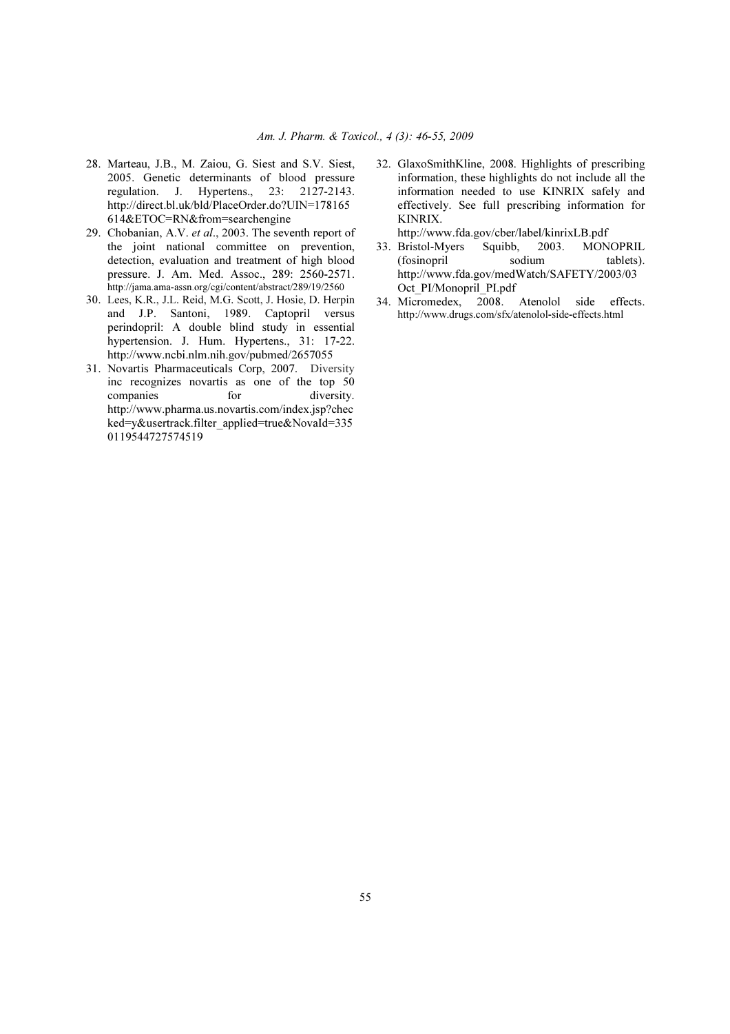28. Marteau, J.B., M. Zaiou, G. Siest and S.V. Siest, 2005. Genetic determinants of blood pressure regulation. J. Hypertens., 23: 2127-2143. http://direct.bl.uk/bld/PlaceOrder.do?UIN=178165614&ETOC=RN&from=searchengine
29. Chobanian, A.V. *et al*., 2003. The seventh report of the joint national committee on prevention, detection, evaluation and treatment of high blood pressure. J. Am. Med. Assoc., 289: 2560-2571. http://jama.ama-assn.org/cgi/content/abstract/289/19/2560
30. Lees, K.R., J.L. Reid, M.G. Scott, J. Hosie, D. Herpin and J.P. Santoni, 1989. Captopril versus perindopril: A double blind study in essential hypertension. J. Hum. Hypertens., 31: 17-22. http://www.ncbi.nlm.nih.gov/pubmed/2657055
31. Novartis Pharmaceuticals Corp, 2007. Diversity inc recognizes novartis as one of the top 50 companies for diversity. http://www.pharma.us.novartis.com/index.jsp?checked=y&usertrack.filter_applied=true&NovaId=3350119544727574519
32. GlaxoSmithKline, 2008. Highlights of prescribing information, these highlights do not include all the information needed to use KINRIX safely and effectively. See full prescribing information for KINRIX. http://www.fda.gov/cber/label/kinrixLB.pdf
33. Bristol-Myers Squibb, 2003. MONOPRIL (fosinopril sodium tablets). http://www.fda.gov/medWatch/SAFETY/2003/03Oct_PI/Monopril_PI.pdf
34. Micromedex, 2008. Atenolol side effects. http://www.drugs.com/sfx/atenolol-side-effects.html